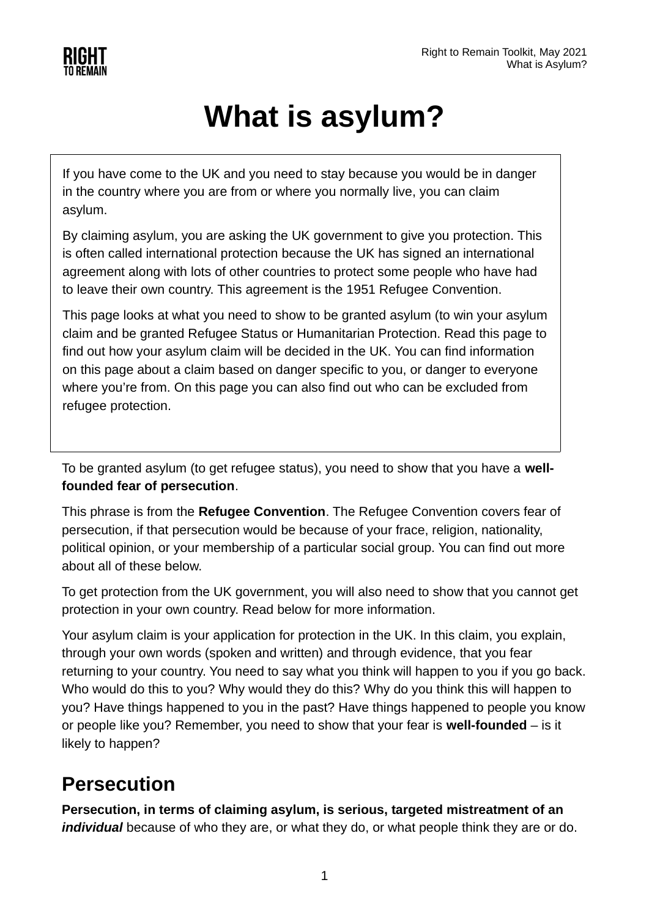# What is asylum?

If you have come to the UK and you need to stay because you would be in danger in the country where you are from or where you normally live, you can claim asylum.

By claiming asylum, you are asking the UK government to give you protection. This is often called international protection because the UK has signed an international agreement along with lots of other countries to protect some people who have had to leave their own country. This agreement is the 1951 Refugee Convention.

This page looks at what you need to show to be granted asylum (to win your asylum claim and be granted Refugee Status or Humanitarian Protection. Read this page to find out how your asylum claim will be decided in the UK. You can find information on this page about a claim based on danger specific to you, or danger to everyone where you're from. On this page you can also find out who can be excluded from refugee protection.

To be granted asylum (to get refugee status), you need to show that you have a **well-founded fear of persecution**.

This phrase is from the **Refugee Convention**. The Refugee Convention covers fear of persecution, if that persecution would be because of your frace, religion, nationality, political opinion, or your membership of a particular social group. You can find out more about all of these below.

To get protection from the UK government, you will also need to show that you cannot get protection in your own country. Read below for more information.

Your asylum claim is your application for protection in the UK. In this claim, you explain, through your own words (spoken and written) and through evidence, that you fear returning to your country. You need to say what you think will happen to you if you go back. Who would do this to you? Why would they do this? Why do you think this will happen to you? Have things happened to you in the past? Have things happened to people you know or people like you? Remember, you need to show that your fear is **well-founded** – is it likely to happen?

## Persecution

**Persecution, in terms of claiming asylum, is serious, targeted mistreatment of an *individual*** because of who they are, or what they do, or what people think they are or do.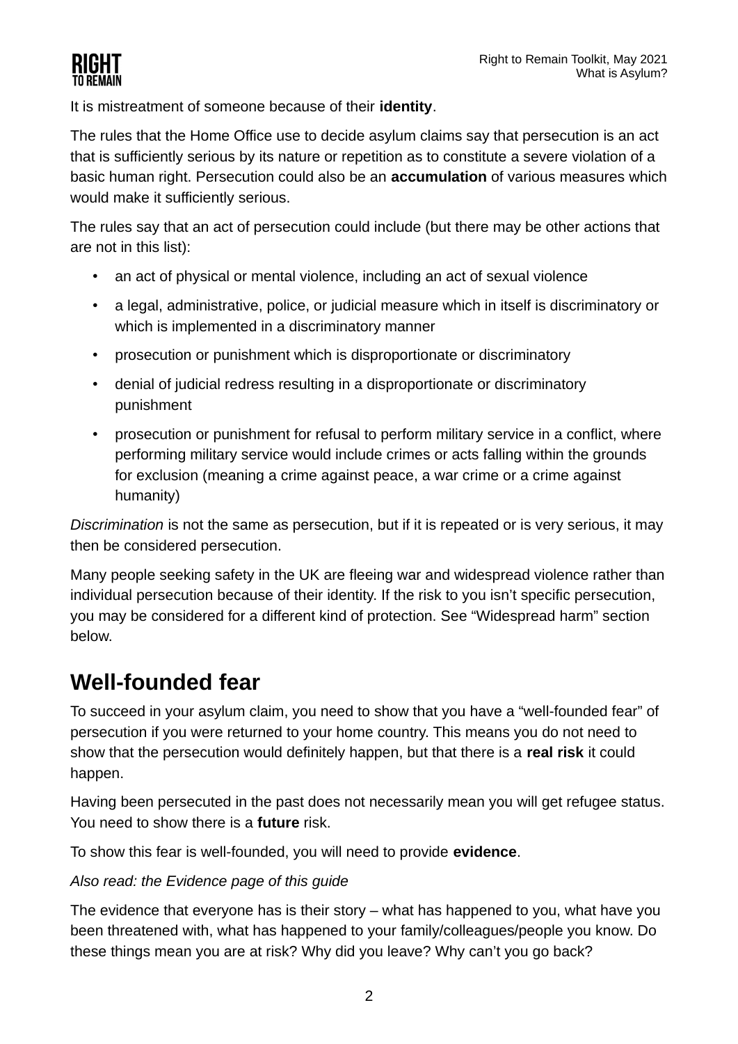It is mistreatment of someone because of their **identity**.

The rules that the Home Office use to decide asylum claims say that persecution is an act that is sufficiently serious by its nature or repetition as to constitute a severe violation of a basic human right. Persecution could also be an **accumulation** of various measures which would make it sufficiently serious.

The rules say that an act of persecution could include (but there may be other actions that are not in this list):

- an act of physical or mental violence, including an act of sexual violence
- a legal, administrative, police, or judicial measure which in itself is discriminatory or which is implemented in a discriminatory manner
- prosecution or punishment which is disproportionate or discriminatory
- denial of judicial redress resulting in a disproportionate or discriminatory punishment
- prosecution or punishment for refusal to perform military service in a conflict, where performing military service would include crimes or acts falling within the grounds for exclusion (meaning a crime against peace, a war crime or a crime against humanity)

*Discrimination* is not the same as persecution, but if it is repeated or is very serious, it may then be considered persecution.

Many people seeking safety in the UK are fleeing war and widespread violence rather than individual persecution because of their identity. If the risk to you isn't specific persecution, you may be considered for a different kind of protection. See "Widespread harm" section below.

## Well-founded fear

To succeed in your asylum claim, you need to show that you have a "well-founded fear" of persecution if you were returned to your home country. This means you do not need to show that the persecution would definitely happen, but that there is a **real risk** it could happen.

Having been persecuted in the past does not necessarily mean you will get refugee status. You need to show there is a **future** risk.

To show this fear is well-founded, you will need to provide **evidence**.

*Also read: the Evidence page of this guide*

The evidence that everyone has is their story – what has happened to you, what have you been threatened with, what has happened to your family/colleagues/people you know. Do these things mean you are at risk? Why did you leave? Why can't you go back?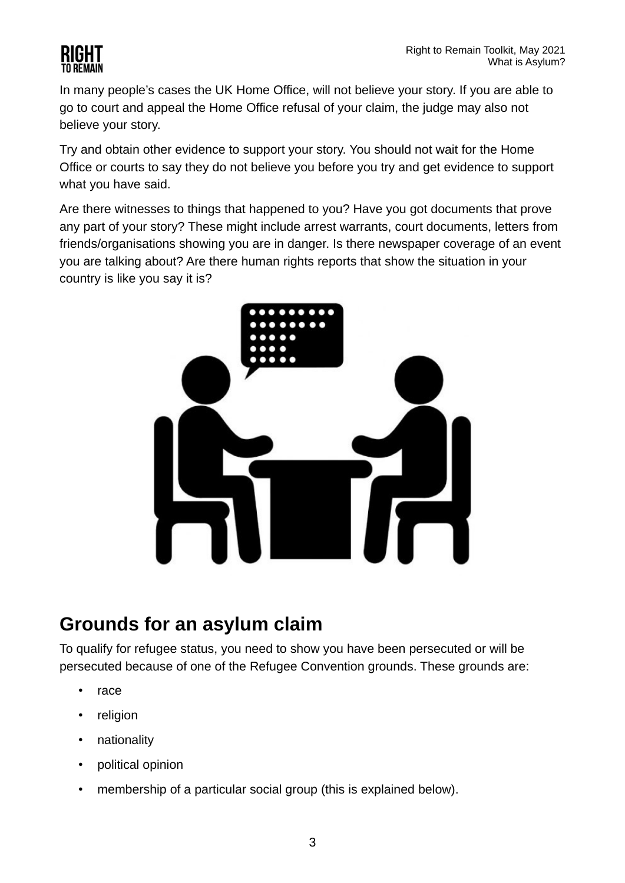In many people's cases the UK Home Office, will not believe your story. If you are able to go to court and appeal the Home Office refusal of your claim, the judge may also not believe your story.

Try and obtain other evidence to support your story. You should not wait for the Home Office or courts to say they do not believe you before you try and get evidence to support what you have said.

Are there witnesses to things that happened to you? Have you got documents that prove any part of your story? These might include arrest warrants, court documents, letters from friends/organisations showing you are in danger. Is there newspaper coverage of an event you are talking about? Are there human rights reports that show the situation in your country is like you say it is?

## Grounds for an asylum claim

To qualify for refugee status, you need to show you have been persecuted or will be persecuted because of one of the Refugee Convention grounds. These grounds are:

- race
- religion
- nationality
- political opinion
- membership of a particular social group (this is explained below).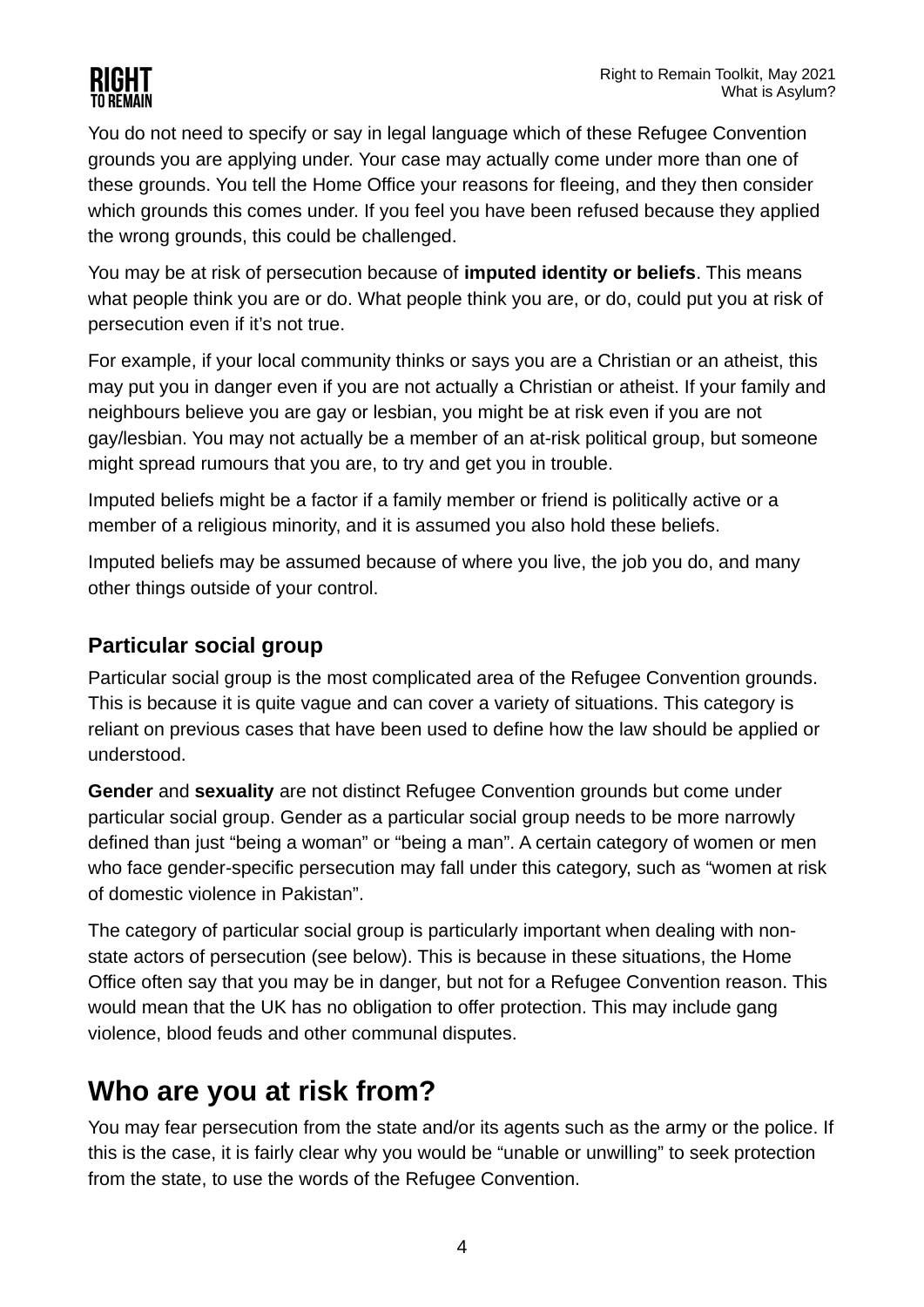You do not need to specify or say in legal language which of these Refugee Convention grounds you are applying under. Your case may actually come under more than one of these grounds. You tell the Home Office your reasons for fleeing, and they then consider which grounds this comes under. If you feel you have been refused because they applied the wrong grounds, this could be challenged.

You may be at risk of persecution because of **imputed identity or beliefs**. This means what people think you are or do. What people think you are, or do, could put you at risk of persecution even if it's not true.

For example, if your local community thinks or says you are a Christian or an atheist, this may put you in danger even if you are not actually a Christian or atheist. If your family and neighbours believe you are gay or lesbian, you might be at risk even if you are not gay/lesbian. You may not actually be a member of an at-risk political group, but someone might spread rumours that you are, to try and get you in trouble.

Imputed beliefs might be a factor if a family member or friend is politically active or a member of a religious minority, and it is assumed you also hold these beliefs.

Imputed beliefs may be assumed because of where you live, the job you do, and many other things outside of your control.

### Particular social group

Particular social group is the most complicated area of the Refugee Convention grounds. This is because it is quite vague and can cover a variety of situations. This category is reliant on previous cases that have been used to define how the law should be applied or understood.

**Gender** and **sexuality** are not distinct Refugee Convention grounds but come under particular social group. Gender as a particular social group needs to be more narrowly defined than just "being a woman" or "being a man". A certain category of women or men who face gender-specific persecution may fall under this category, such as "women at risk of domestic violence in Pakistan".

The category of particular social group is particularly important when dealing with non-state actors of persecution (see below). This is because in these situations, the Home Office often say that you may be in danger, but not for a Refugee Convention reason. This would mean that the UK has no obligation to offer protection. This may include gang violence, blood feuds and other communal disputes.

## Who are you at risk from?

You may fear persecution from the state and/or its agents such as the army or the police. If this is the case, it is fairly clear why you would be "unable or unwilling" to seek protection from the state, to use the words of the Refugee Convention.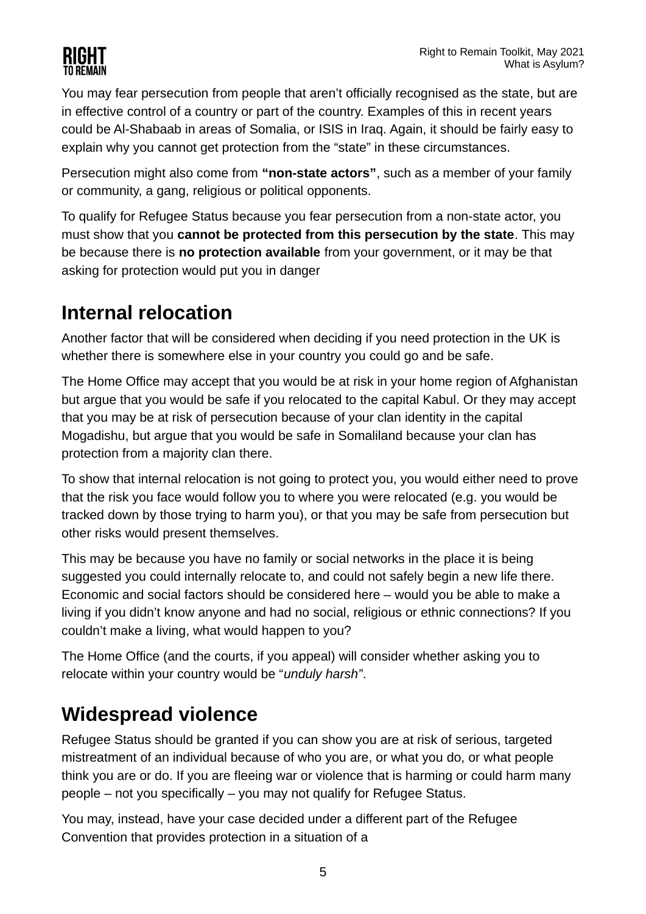You may fear persecution from people that aren't officially recognised as the state, but are in effective control of a country or part of the country. Examples of this in recent years could be Al-Shabaab in areas of Somalia, or ISIS in Iraq. Again, it should be fairly easy to explain why you cannot get protection from the "state" in these circumstances.

Persecution might also come from **"non-state actors"**, such as a member of your family or community, a gang, religious or political opponents.

To qualify for Refugee Status because you fear persecution from a non-state actor, you must show that you **cannot be protected from this persecution by the state**. This may be because there is **no protection available** from your government, or it may be that asking for protection would put you in danger

## Internal relocation

Another factor that will be considered when deciding if you need protection in the UK is whether there is somewhere else in your country you could go and be safe.

The Home Office may accept that you would be at risk in your home region of Afghanistan but argue that you would be safe if you relocated to the capital Kabul. Or they may accept that you may be at risk of persecution because of your clan identity in the capital Mogadishu, but argue that you would be safe in Somaliland because your clan has protection from a majority clan there.

To show that internal relocation is not going to protect you, you would either need to prove that the risk you face would follow you to where you were relocated (e.g. you would be tracked down by those trying to harm you), or that you may be safe from persecution but other risks would present themselves.

This may be because you have no family or social networks in the place it is being suggested you could internally relocate to, and could not safely begin a new life there. Economic and social factors should be considered here – would you be able to make a living if you didn't know anyone and had no social, religious or ethnic connections? If you couldn't make a living, what would happen to you?

The Home Office (and the courts, if you appeal) will consider whether asking you to relocate within your country would be "*unduly harsh"*.

## Widespread violence

Refugee Status should be granted if you can show you are at risk of serious, targeted mistreatment of an individual because of who you are, or what you do, or what people think you are or do. If you are fleeing war or violence that is harming or could harm many people – not you specifically – you may not qualify for Refugee Status.

You may, instead, have your case decided under a different part of the Refugee Convention that provides protection in a situation of a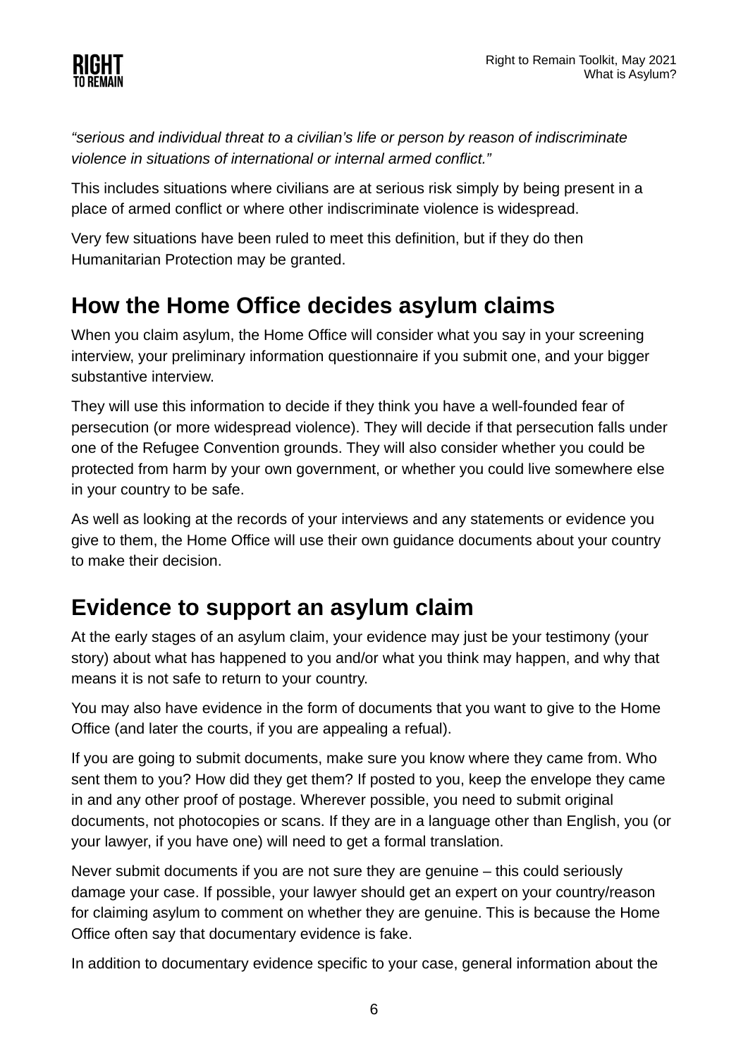*"serious and individual threat to a civilian's life or person by reason of indiscriminate violence in situations of international or internal armed conflict."*

This includes situations where civilians are at serious risk simply by being present in a place of armed conflict or where other indiscriminate violence is widespread.

Very few situations have been ruled to meet this definition, but if they do then Humanitarian Protection may be granted.

## How the Home Office decides asylum claims

When you claim asylum, the Home Office will consider what you say in your screening interview, your preliminary information questionnaire if you submit one, and your bigger substantive interview.

They will use this information to decide if they think you have a well-founded fear of persecution (or more widespread violence). They will decide if that persecution falls under one of the Refugee Convention grounds. They will also consider whether you could be protected from harm by your own government, or whether you could live somewhere else in your country to be safe.

As well as looking at the records of your interviews and any statements or evidence you give to them, the Home Office will use their own guidance documents about your country to make their decision.

## Evidence to support an asylum claim

At the early stages of an asylum claim, your evidence may just be your testimony (your story) about what has happened to you and/or what you think may happen, and why that means it is not safe to return to your country.

You may also have evidence in the form of documents that you want to give to the Home Office (and later the courts, if you are appealing a refusal).

If you are going to submit documents, make sure you know where they came from. Who sent them to you? How did they get them? If posted to you, keep the envelope they came in and any other proof of postage. Wherever possible, you need to submit original documents, not photocopies or scans. If they are in a language other than English, you (or your lawyer, if you have one) will need to get a formal translation.

Never submit documents if you are not sure they are genuine – this could seriously damage your case. If possible, your lawyer should get an expert on your country/reason for claiming asylum to comment on whether they are genuine. This is because the Home Office often say that documentary evidence is fake.

In addition to documentary evidence specific to your case, general information about the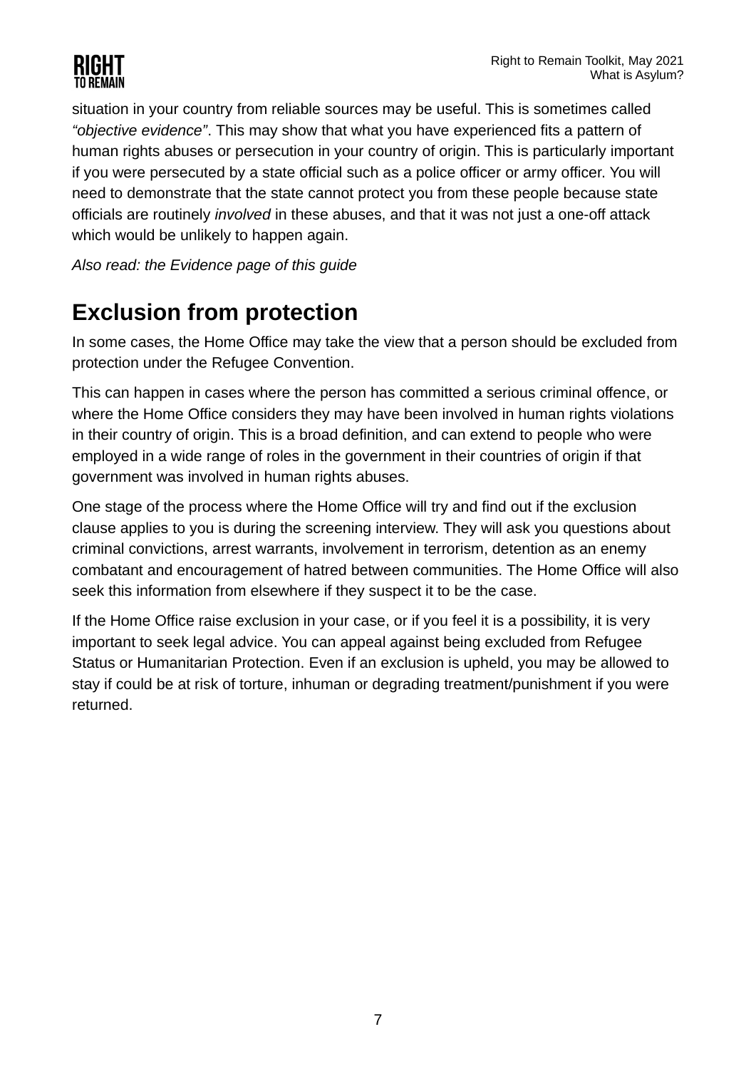situation in your country from reliable sources may be useful. This is sometimes called *"objective evidence"*. This may show that what you have experienced fits a pattern of human rights abuses or persecution in your country of origin. This is particularly important if you were persecuted by a state official such as a police officer or army officer. You will need to demonstrate that the state cannot protect you from these people because state officials are routinely *involved* in these abuses, and that it was not just a one-off attack which would be unlikely to happen again.

*Also read: the Evidence page of this guide*

## Exclusion from protection

In some cases, the Home Office may take the view that a person should be excluded from protection under the Refugee Convention.

This can happen in cases where the person has committed a serious criminal offence, or where the Home Office considers they may have been involved in human rights violations in their country of origin. This is a broad definition, and can extend to people who were employed in a wide range of roles in the government in their countries of origin if that government was involved in human rights abuses.

One stage of the process where the Home Office will try and find out if the exclusion clause applies to you is during the screening interview. They will ask you questions about criminal convictions, arrest warrants, involvement in terrorism, detention as an enemy combatant and encouragement of hatred between communities. The Home Office will also seek this information from elsewhere if they suspect it to be the case.

If the Home Office raise exclusion in your case, or if you feel it is a possibility, it is very important to seek legal advice. You can appeal against being excluded from Refugee Status or Humanitarian Protection. Even if an exclusion is upheld, you may be allowed to stay if could be at risk of torture, inhuman or degrading treatment/punishment if you were returned.